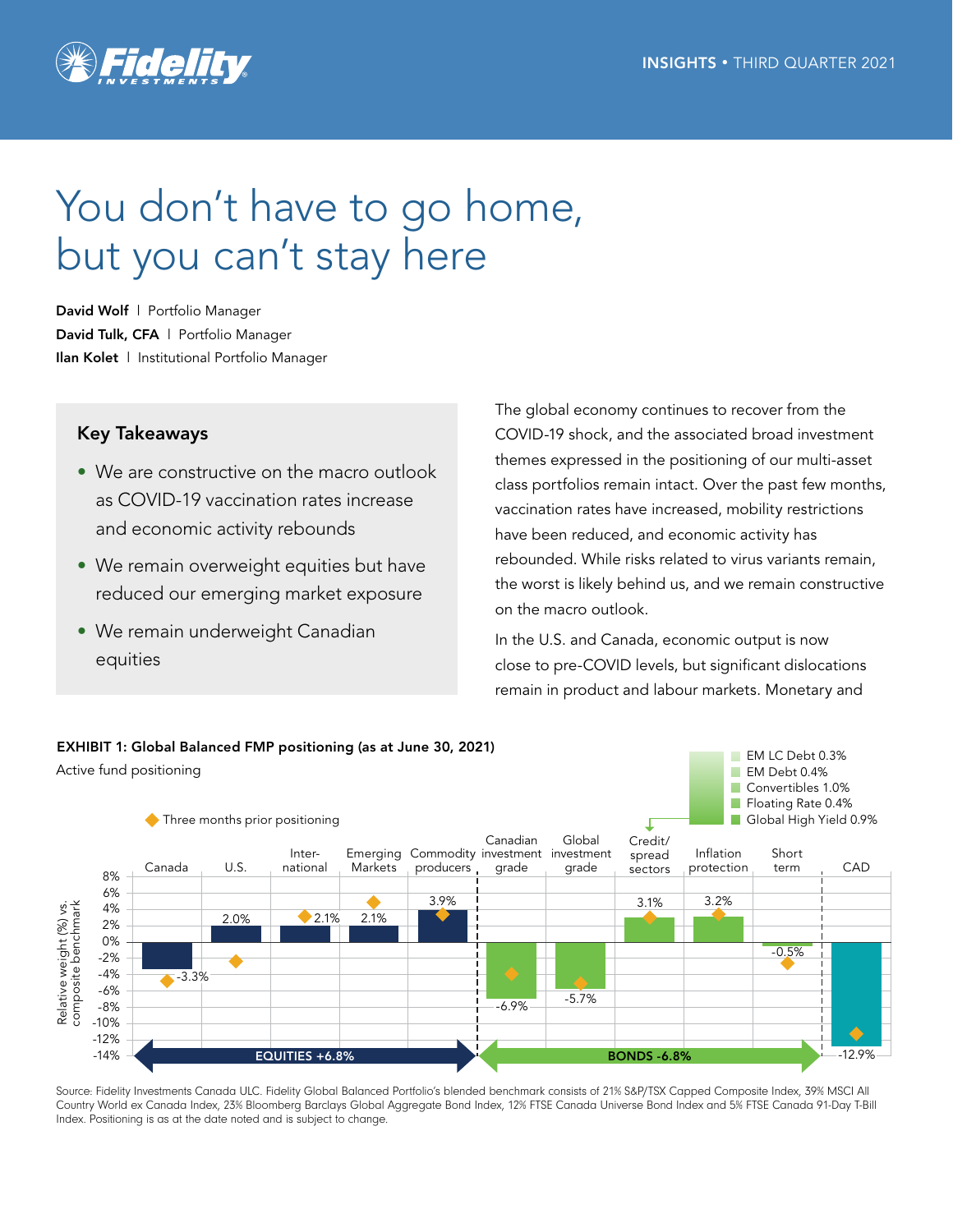# You don't have to go home, but you can't stay here

**David Wolf** | Portfolio Manager
**David Tulk, CFA** | Portfolio Manager
**Ilan Kolet** | Institutional Portfolio Manager

### Key Takeaways

- We are constructive on the macro outlook as COVID-19 vaccination rates increase and economic activity rebounds
- We remain overweight equities but have reduced our emerging market exposure
- We remain underweight Canadian equities

The global economy continues to recover from the COVID-19 shock, and the associated broad investment themes expressed in the positioning of our multi-asset class portfolios remain intact. Over the past few months, vaccination rates have increased, mobility restrictions have been reduced, and economic activity has rebounded. While risks related to virus variants remain, the worst is likely behind us, and we remain constructive on the macro outlook.

In the U.S. and Canada, economic output is now close to pre-COVID levels, but significant dislocations remain in product and labour markets. Monetary and

**EXHIBIT 1: Global Balanced FMP positioning (as at June 30, 2021)**

Active fund positioning

Relative weight (%) vs. composite benchmark

| Category | Current positioning |
|---|---|
| Canada | -3.3% |
| U.S. | 2.0% |
| International | 2.1% |
| Emerging Markets | 2.1% |
| Commodity producers | 3.9% |
| Canadian investment grade | -6.9% |
| Global investment grade | -5.7% |
| Credit/spread sectors | 3.1% |
| Inflation protection | 3.2% |
| Short term | -0.5% |
| CAD | -12.9% |

EQUITIES +6.8% | BONDS -6.8%

Credit/spread sectors: EM LC Debt 0.3%, EM Debt 0.4%, Convertibles 1.0%, Floating Rate 0.4%, Global High Yield 0.9%

◆ Three months prior positioning

Source: Fidelity Investments Canada ULC. Fidelity Global Balanced Portfolio's blended benchmark consists of 21% S&P/TSX Capped Composite Index, 39% MSCI All Country World ex Canada Index, 23% Bloomberg Barclays Global Aggregate Bond Index, 12% FTSE Canada Universe Bond Index and 5% FTSE Canada 91-Day T-Bill Index. Positioning is as at the date noted and is subject to change.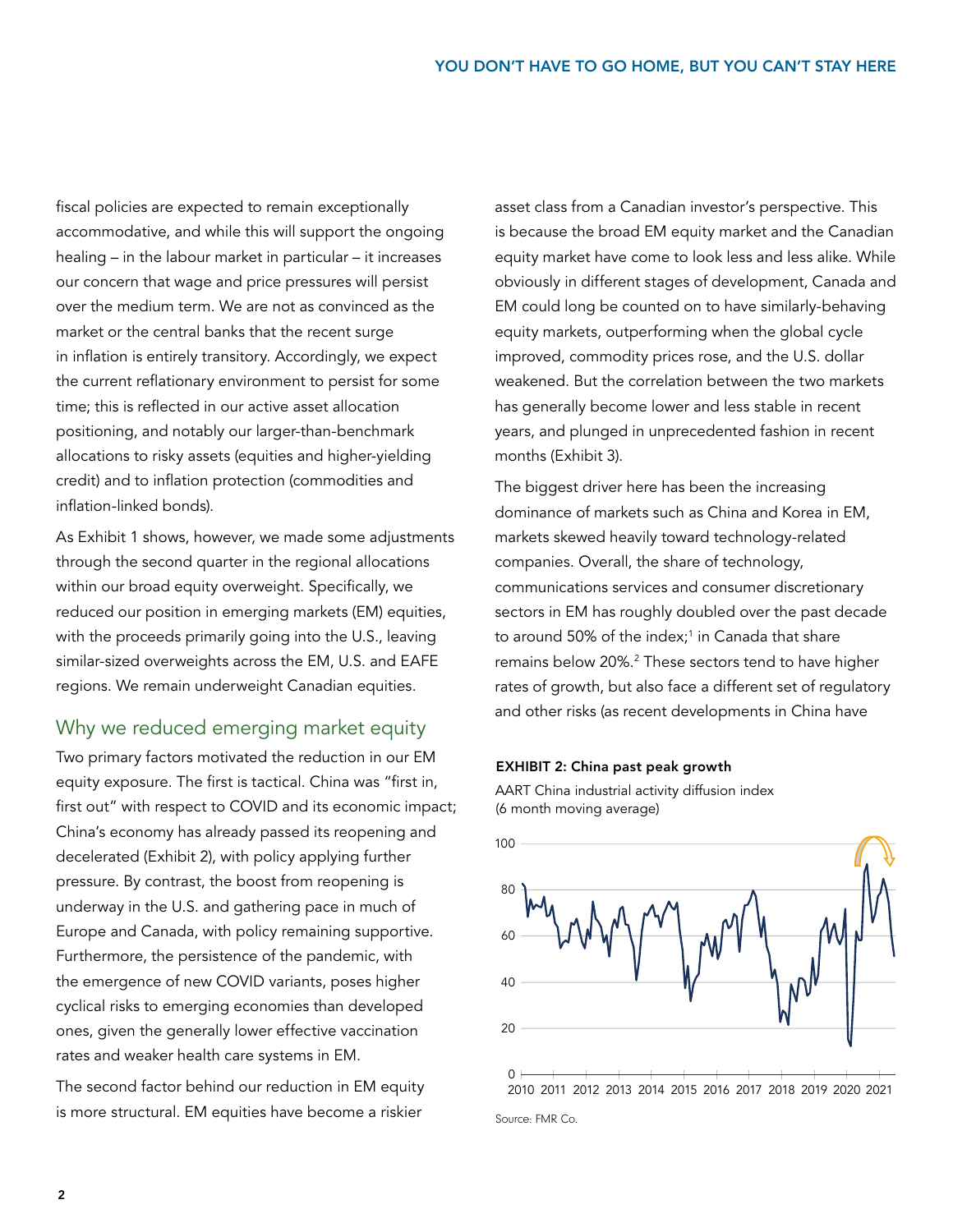fiscal policies are expected to remain exceptionally accommodative, and while this will support the ongoing healing – in the labour market in particular – it increases our concern that wage and price pressures will persist over the medium term. We are not as convinced as the market or the central banks that the recent surge in inflation is entirely transitory. Accordingly, we expect the current reflationary environment to persist for some time; this is reflected in our active asset allocation positioning, and notably our larger-than-benchmark allocations to risky assets (equities and higher-yielding credit) and to inflation protection (commodities and inflation-linked bonds).

As Exhibit 1 shows, however, we made some adjustments through the second quarter in the regional allocations within our broad equity overweight. Specifically, we reduced our position in emerging markets (EM) equities, with the proceeds primarily going into the U.S., leaving similar-sized overweights across the EM, U.S. and EAFE regions. We remain underweight Canadian equities.

## Why we reduced emerging market equity

Two primary factors motivated the reduction in our EM equity exposure. The first is tactical. China was "first in, first out" with respect to COVID and its economic impact; China's economy has already passed its reopening and decelerated (Exhibit 2), with policy applying further pressure. By contrast, the boost from reopening is underway in the U.S. and gathering pace in much of Europe and Canada, with policy remaining supportive. Furthermore, the persistence of the pandemic, with the emergence of new COVID variants, poses higher cyclical risks to emerging economies than developed ones, given the generally lower effective vaccination rates and weaker health care systems in EM.

The second factor behind our reduction in EM equity is more structural. EM equities have become a riskier asset class from a Canadian investor's perspective. This is because the broad EM equity market and the Canadian equity market have come to look less and less alike. While obviously in different stages of development, Canada and EM could long be counted on to have similarly-behaving equity markets, outperforming when the global cycle improved, commodity prices rose, and the U.S. dollar weakened. But the correlation between the two markets has generally become lower and less stable in recent years, and plunged in unprecedented fashion in recent months (Exhibit 3).

The biggest driver here has been the increasing dominance of markets such as China and Korea in EM, markets skewed heavily toward technology-related companies. Overall, the share of technology, communications services and consumer discretionary sectors in EM has roughly doubled over the past decade to around 50% of the index;[1] in Canada that share remains below 20%.[2] These sectors tend to have higher rates of growth, but also face a different set of regulatory and other risks (as recent developments in China have

**EXHIBIT 2: China past peak growth**

AART China industrial activity diffusion index (6 month moving average)

Source: FMR Co.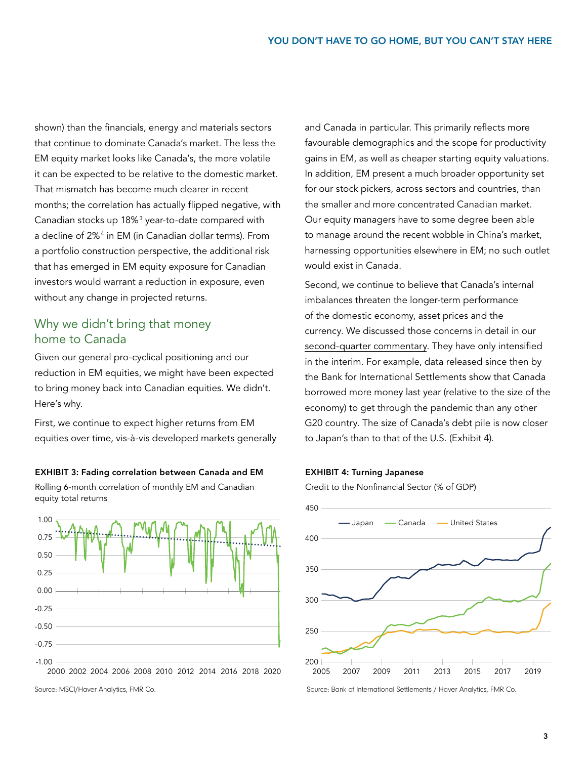shown) than the financials, energy and materials sectors that continue to dominate Canada's market. The less the EM equity market looks like Canada's, the more volatile it can be expected to be relative to the domestic market. That mismatch has become much clearer in recent months; the correlation has actually flipped negative, with Canadian stocks up 18%[3] year-to-date compared with a decline of 2%[4] in EM (in Canadian dollar terms). From a portfolio construction perspective, the additional risk that has emerged in EM equity exposure for Canadian investors would warrant a reduction in exposure, even without any change in projected returns.

## Why we didn't bring that money home to Canada

Given our general pro-cyclical positioning and our reduction in EM equities, we might have been expected to bring money back into Canadian equities. We didn't. Here's why.

First, we continue to expect higher returns from EM equities over time, vis-à-vis developed markets generally and Canada in particular. This primarily reflects more favourable demographics and the scope for productivity gains in EM, as well as cheaper starting equity valuations. In addition, EM present a much broader opportunity set for our stock pickers, across sectors and countries, than the smaller and more concentrated Canadian market. Our equity managers have to some degree been able to manage around the recent wobble in China's market, harnessing opportunities elsewhere in EM; no such outlet would exist in Canada.

Second, we continue to believe that Canada's internal imbalances threaten the longer-term performance of the domestic economy, asset prices and the currency. We discussed those concerns in detail in our second-quarter commentary. They have only intensified in the interim. For example, data released since then by the Bank for International Settlements show that Canada borrowed more money last year (relative to the size of the economy) to get through the pandemic than any other G20 country. The size of Canada's debt pile is now closer to Japan's than to that of the U.S. (Exhibit 4).

**EXHIBIT 3: Fading correlation between Canada and EM**

Rolling 6-month correlation of monthly EM and Canadian equity total returns

Source: MSCI/Haver Analytics, FMR Co.

**EXHIBIT 4: Turning Japanese**

Credit to the Nonfinancial Sector (% of GDP)

Source: Bank of International Settlements / Haver Analytics, FMR Co.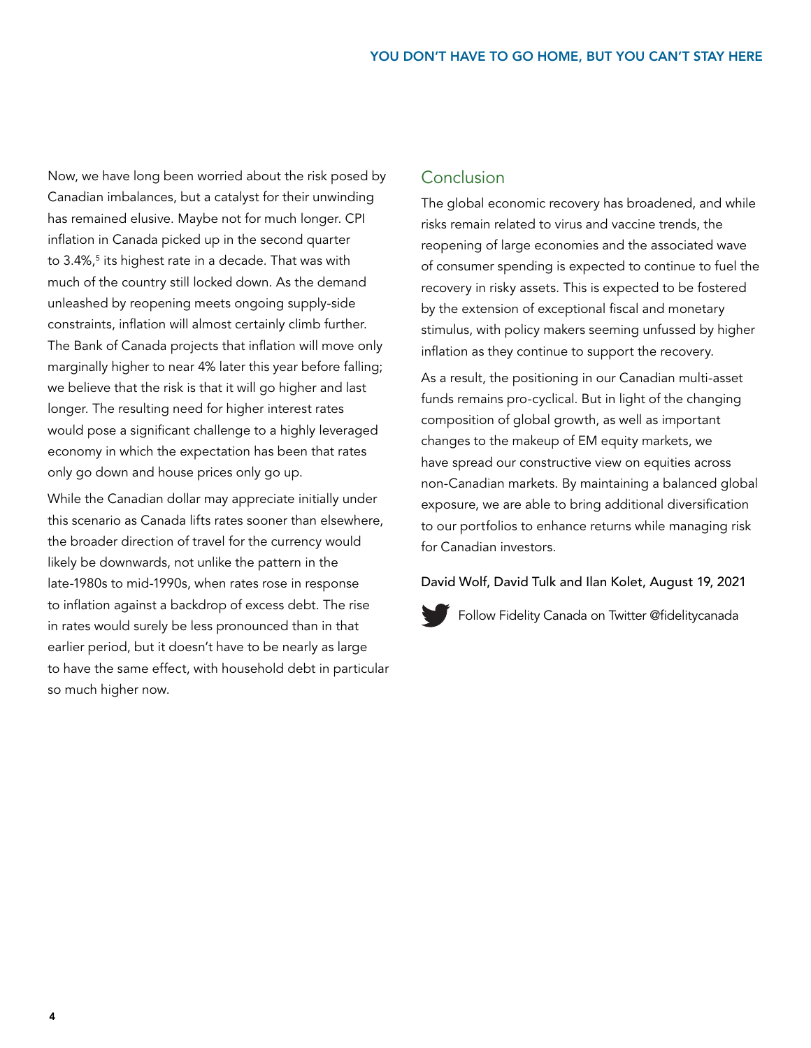Now, we have long been worried about the risk posed by Canadian imbalances, but a catalyst for their unwinding has remained elusive. Maybe not for much longer. CPI inflation in Canada picked up in the second quarter to 3.4%,[5] its highest rate in a decade. That was with much of the country still locked down. As the demand unleashed by reopening meets ongoing supply-side constraints, inflation will almost certainly climb further. The Bank of Canada projects that inflation will move only marginally higher to near 4% later this year before falling; we believe that the risk is that it will go higher and last longer. The resulting need for higher interest rates would pose a significant challenge to a highly leveraged economy in which the expectation has been that rates only go down and house prices only go up.

While the Canadian dollar may appreciate initially under this scenario as Canada lifts rates sooner than elsewhere, the broader direction of travel for the currency would likely be downwards, not unlike the pattern in the late-1980s to mid-1990s, when rates rose in response to inflation against a backdrop of excess debt. The rise in rates would surely be less pronounced than in that earlier period, but it doesn't have to be nearly as large to have the same effect, with household debt in particular so much higher now.

## Conclusion

The global economic recovery has broadened, and while risks remain related to virus and vaccine trends, the reopening of large economies and the associated wave of consumer spending is expected to continue to fuel the recovery in risky assets. This is expected to be fostered by the extension of exceptional fiscal and monetary stimulus, with policy makers seeming unfussed by higher inflation as they continue to support the recovery.

As a result, the positioning in our Canadian multi-asset funds remains pro-cyclical. But in light of the changing composition of global growth, as well as important changes to the makeup of EM equity markets, we have spread our constructive view on equities across non-Canadian markets. By maintaining a balanced global exposure, we are able to bring additional diversification to our portfolios to enhance returns while managing risk for Canadian investors.

David Wolf, David Tulk and Ilan Kolet, August 19, 2021

Follow Fidelity Canada on Twitter @fidelitycanada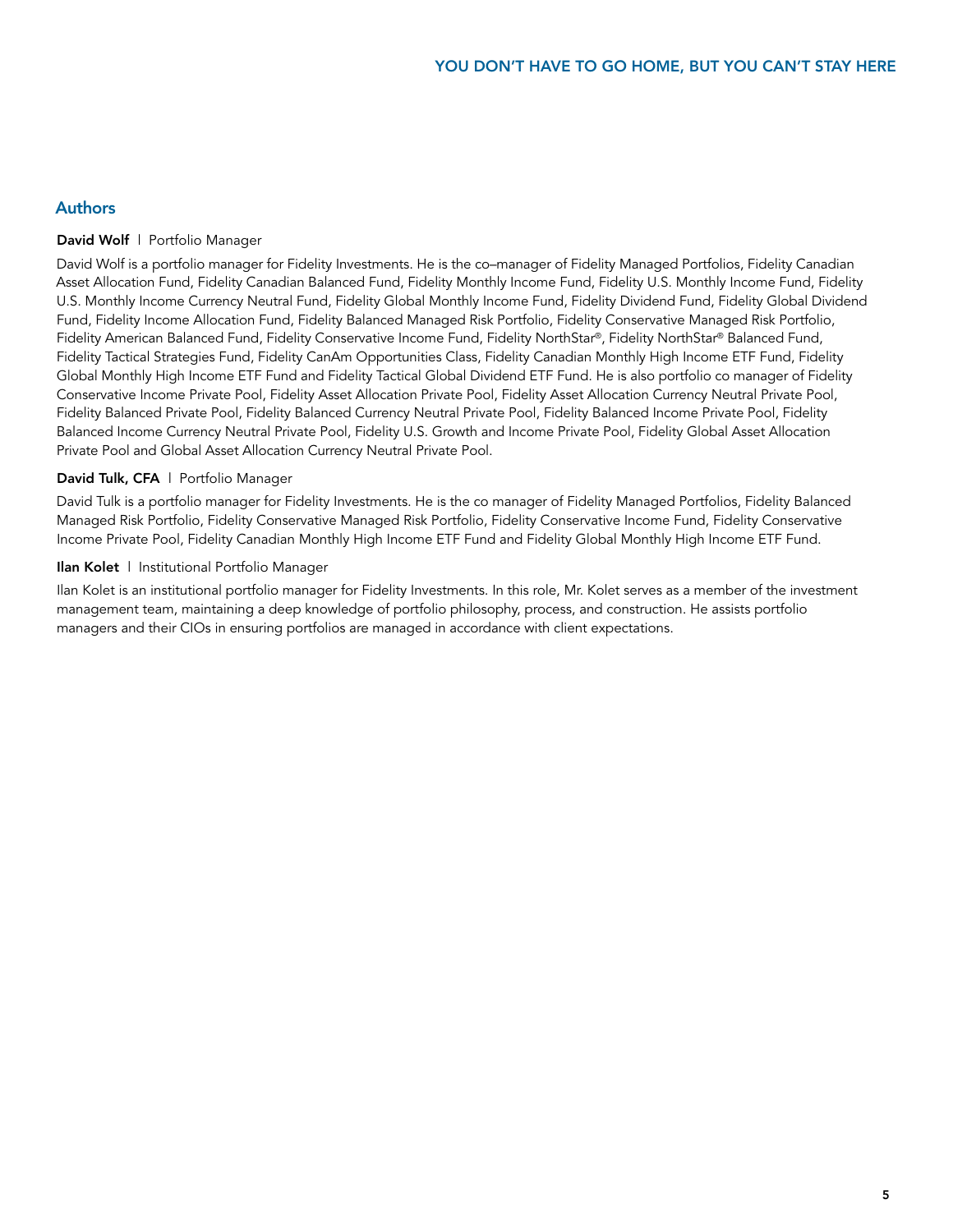## Authors

**David Wolf** | Portfolio Manager

David Wolf is a portfolio manager for Fidelity Investments. He is the co–manager of Fidelity Managed Portfolios, Fidelity Canadian Asset Allocation Fund, Fidelity Canadian Balanced Fund, Fidelity Monthly Income Fund, Fidelity U.S. Monthly Income Fund, Fidelity U.S. Monthly Income Currency Neutral Fund, Fidelity Global Monthly Income Fund, Fidelity Dividend Fund, Fidelity Global Dividend Fund, Fidelity Income Allocation Fund, Fidelity Balanced Managed Risk Portfolio, Fidelity Conservative Managed Risk Portfolio, Fidelity American Balanced Fund, Fidelity Conservative Income Fund, Fidelity NorthStar®, Fidelity NorthStar® Balanced Fund, Fidelity Tactical Strategies Fund, Fidelity CanAm Opportunities Class, Fidelity Canadian Monthly High Income ETF Fund, Fidelity Global Monthly High Income ETF Fund and Fidelity Tactical Global Dividend ETF Fund. He is also portfolio co manager of Fidelity Conservative Income Private Pool, Fidelity Asset Allocation Private Pool, Fidelity Asset Allocation Currency Neutral Private Pool, Fidelity Balanced Private Pool, Fidelity Balanced Currency Neutral Private Pool, Fidelity Balanced Income Private Pool, Fidelity Balanced Income Currency Neutral Private Pool, Fidelity U.S. Growth and Income Private Pool, Fidelity Global Asset Allocation Private Pool and Global Asset Allocation Currency Neutral Private Pool.

**David Tulk, CFA** | Portfolio Manager

David Tulk is a portfolio manager for Fidelity Investments. He is the co manager of Fidelity Managed Portfolios, Fidelity Balanced Managed Risk Portfolio, Fidelity Conservative Managed Risk Portfolio, Fidelity Conservative Income Fund, Fidelity Conservative Income Private Pool, Fidelity Canadian Monthly High Income ETF Fund and Fidelity Global Monthly High Income ETF Fund.

**Ilan Kolet** | Institutional Portfolio Manager

Ilan Kolet is an institutional portfolio manager for Fidelity Investments. In this role, Mr. Kolet serves as a member of the investment management team, maintaining a deep knowledge of portfolio philosophy, process, and construction. He assists portfolio managers and their CIOs in ensuring portfolios are managed in accordance with client expectations.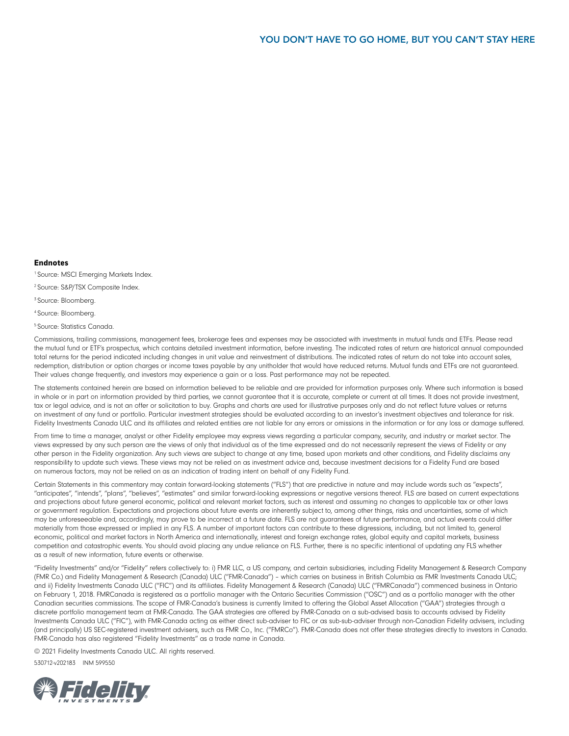## Endnotes

[1] Source: MSCI Emerging Markets Index.

[2] Source: S&P/TSX Composite Index.

[3] Source: Bloomberg.

[4] Source: Bloomberg.

[5] Source: Statistics Canada.

Commissions, trailing commissions, management fees, brokerage fees and expenses may be associated with investments in mutual funds and ETFs. Please read the mutual fund or ETF's prospectus, which contains detailed investment information, before investing. The indicated rates of return are historical annual compounded total returns for the period indicated including changes in unit value and reinvestment of distributions. The indicated rates of return do not take into account sales, redemption, distribution or option charges or income taxes payable by any unitholder that would have reduced returns. Mutual funds and ETFs are not guaranteed. Their values change frequently, and investors may experience a gain or a loss. Past performance may not be repeated.

The statements contained herein are based on information believed to be reliable and are provided for information purposes only. Where such information is based in whole or in part on information provided by third parties, we cannot guarantee that it is accurate, complete or current at all times. It does not provide investment, tax or legal advice, and is not an offer or solicitation to buy. Graphs and charts are used for illustrative purposes only and do not reflect future values or returns on investment of any fund or portfolio. Particular investment strategies should be evaluated according to an investor's investment objectives and tolerance for risk. Fidelity Investments Canada ULC and its affiliates and related entities are not liable for any errors or omissions in the information or for any loss or damage suffered.

From time to time a manager, analyst or other Fidelity employee may express views regarding a particular company, security, and industry or market sector. The views expressed by any such person are the views of only that individual as of the time expressed and do not necessarily represent the views of Fidelity or any other person in the Fidelity organization. Any such views are subject to change at any time, based upon markets and other conditions, and Fidelity disclaims any responsibility to update such views. These views may not be relied on as investment advice and, because investment decisions for a Fidelity Fund are based on numerous factors, may not be relied on as an indication of trading intent on behalf of any Fidelity Fund.

Certain Statements in this commentary may contain forward-looking statements ("FLS") that are predictive in nature and may include words such as "expects", "anticipates", "intends", "plans", "believes", "estimates" and similar forward-looking expressions or negative versions thereof. FLS are based on current expectations and projections about future general economic, political and relevant market factors, such as interest and assuming no changes to applicable tax or other laws or government regulation. Expectations and projections about future events are inherently subject to, among other things, risks and uncertainties, some of which may be unforeseeable and, accordingly, may prove to be incorrect at a future date. FLS are not guarantees of future performance, and actual events could differ materially from those expressed or implied in any FLS. A number of important factors can contribute to these digressions, including, but not limited to, general economic, political and market factors in North America and internationally, interest and foreign exchange rates, global equity and capital markets, business competition and catastrophic events. You should avoid placing any undue reliance on FLS. Further, there is no specific intentional of updating any FLS whether as a result of new information, future events or otherwise.

"Fidelity Investments" and/or "Fidelity" refers collectively to: i) FMR LLC, a US company, and certain subsidiaries, including Fidelity Management & Research Company (FMR Co.) and Fidelity Management & Research (Canada) ULC ("FMR-Canada") – which carries on business in British Columbia as FMR Investments Canada ULC; and ii) Fidelity Investments Canada ULC ("FIC") and its affiliates. Fidelity Management & Research (Canada) ULC ("FMRCanada") commenced business in Ontario on February 1, 2018. FMRCanada is registered as a portfolio manager with the Ontario Securities Commission ("OSC") and as a portfolio manager with the other Canadian securities commissions. The scope of FMR-Canada's business is currently limited to offering the Global Asset Allocation ("GAA") strategies through a discrete portfolio management team at FMR-Canada. The GAA strategies are offered by FMR-Canada on a sub-advised basis to accounts advised by Fidelity Investments Canada ULC ("FIC"), with FMR-Canada acting as either direct sub-adviser to FIC or as sub-sub-adviser through non-Canadian Fidelity advisers, including (and principally) US SEC-registered investment advisers, such as FMR Co., Inc. ("FMRCo"). FMR-Canada does not offer these strategies directly to investors in Canada. FMR-Canada has also registered "Fidelity Investments" as a trade name in Canada.

© 2021 Fidelity Investments Canada ULC. All rights reserved.

530712-v202183 INM 599550

Fidelity INVESTMENTS